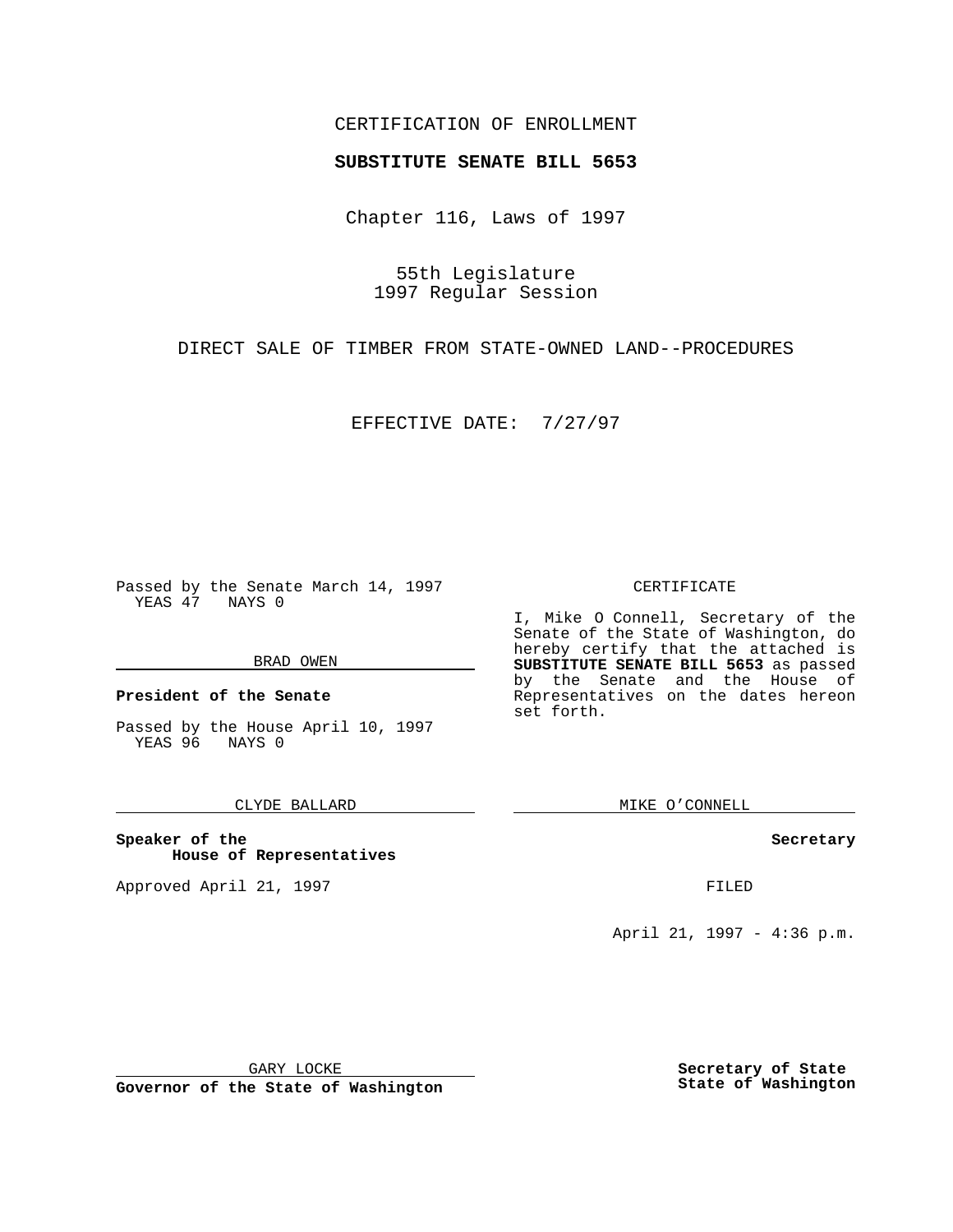CERTIFICATION OF ENROLLMENT

**SUBSTITUTE SENATE BILL 5653**

Chapter 116, Laws of 1997

55th Legislature
1997 Regular Session

DIRECT SALE OF TIMBER FROM STATE-OWNED LAND--PROCEDURES

EFFECTIVE DATE: 7/27/97

Passed by the Senate March 14, 1997
YEAS 47 NAYS 0

BRAD OWEN

**President of the Senate**

Passed by the House April 10, 1997
YEAS 96 NAYS 0

CLYDE BALLARD

**Speaker of the House of Representatives**

Approved April 21, 1997

GARY LOCKE

**Governor of the State of Washington**

CERTIFICATE

I, Mike O Connell, Secretary of the Senate of the State of Washington, do hereby certify that the attached is **SUBSTITUTE SENATE BILL 5653** as passed by the Senate and the House of Representatives on the dates hereon set forth.

MIKE O'CONNELL

**Secretary**

FILED

April 21, 1997 - 4:36 p.m.

**Secretary of State State of Washington**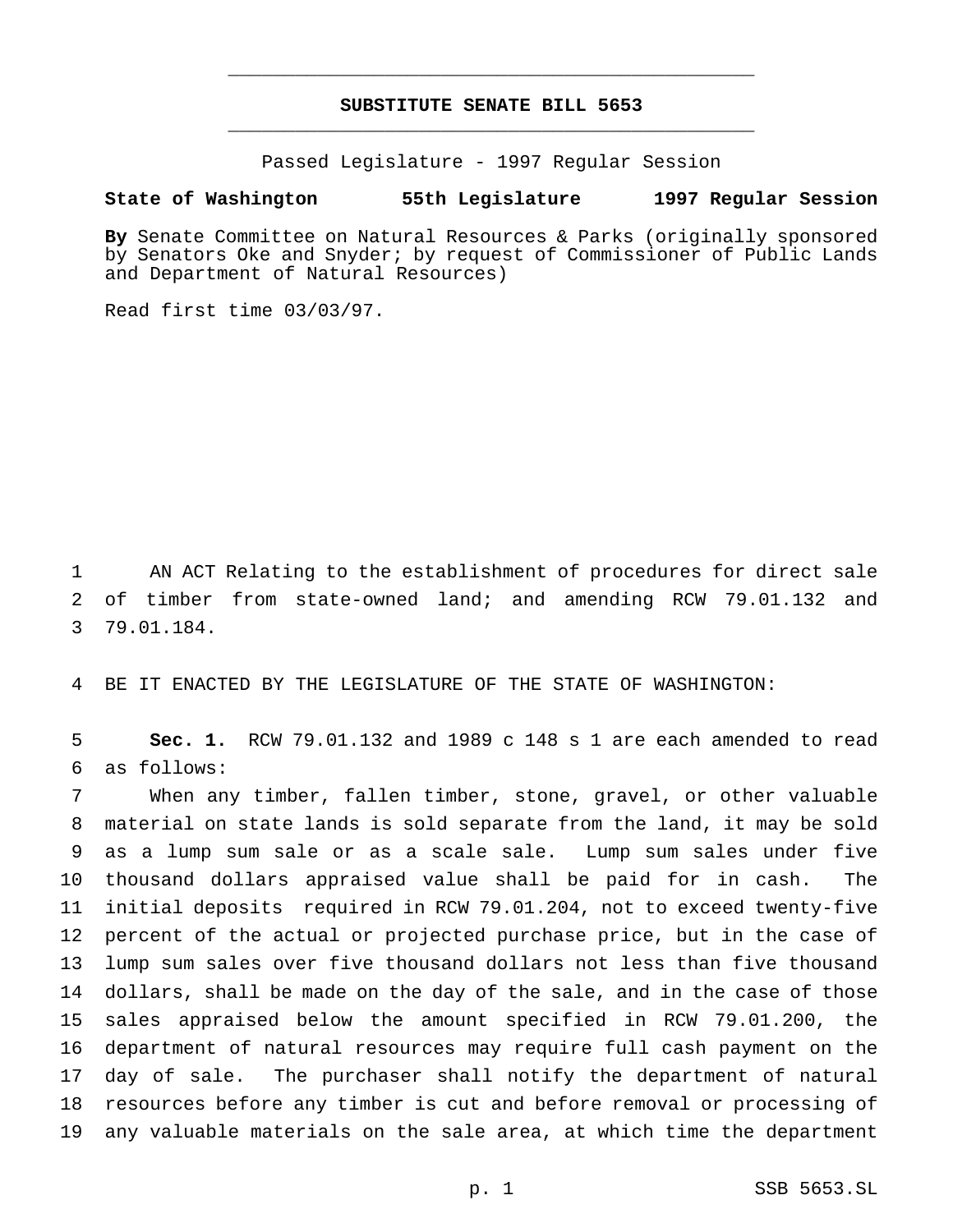# SUBSTITUTE SENATE BILL 5653

Passed Legislature - 1997 Regular Session

**State of Washington 55th Legislature 1997 Regular Session**

**By** Senate Committee on Natural Resources & Parks (originally sponsored by Senators Oke and Snyder; by request of Commissioner of Public Lands and Department of Natural Resources)

Read first time 03/03/97.

1 AN ACT Relating to the establishment of procedures for direct sale
2 of timber from state-owned land; and amending RCW 79.01.132 and
3 79.01.184.

4 BE IT ENACTED BY THE LEGISLATURE OF THE STATE OF WASHINGTON:

5 **Sec. 1.** RCW 79.01.132 and 1989 c 148 s 1 are each amended to read
6 as follows:

7 When any timber, fallen timber, stone, gravel, or other valuable
8 material on state lands is sold separate from the land, it may be sold
9 as a lump sum sale or as a scale sale. Lump sum sales under five
10 thousand dollars appraised value shall be paid for in cash. The
11 initial deposits required in RCW 79.01.204, not to exceed twenty-five
12 percent of the actual or projected purchase price, but in the case of
13 lump sum sales over five thousand dollars not less than five thousand
14 dollars, shall be made on the day of the sale, and in the case of those
15 sales appraised below the amount specified in RCW 79.01.200, the
16 department of natural resources may require full cash payment on the
17 day of sale. The purchaser shall notify the department of natural
18 resources before any timber is cut and before removal or processing of
19 any valuable materials on the sale area, at which time the department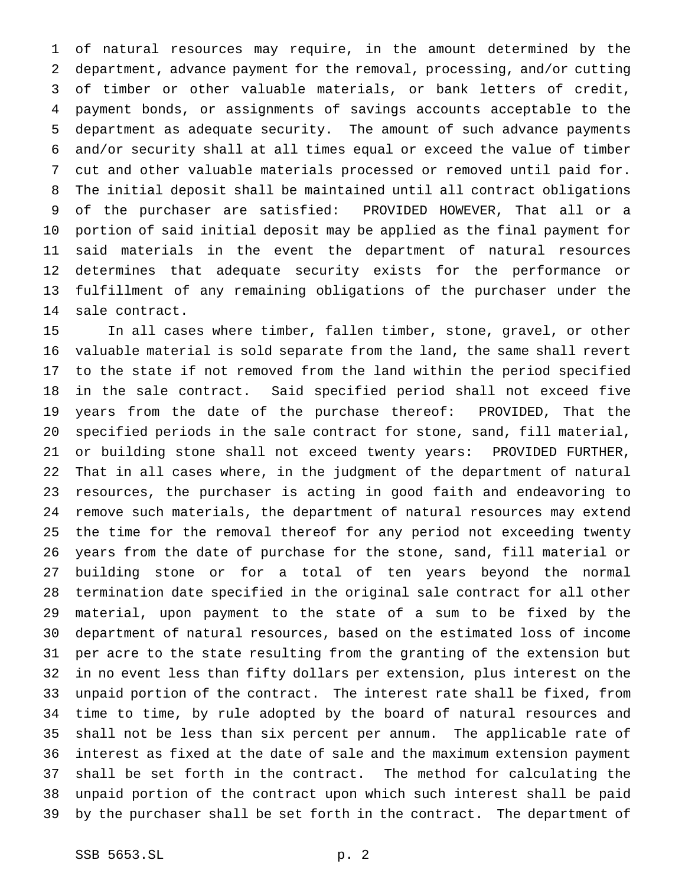of natural resources may require, in the amount determined by the department, advance payment for the removal, processing, and/or cutting of timber or other valuable materials, or bank letters of credit, payment bonds, or assignments of savings accounts acceptable to the department as adequate security. The amount of such advance payments and/or security shall at all times equal or exceed the value of timber cut and other valuable materials processed or removed until paid for. The initial deposit shall be maintained until all contract obligations of the purchaser are satisfied: PROVIDED HOWEVER, That all or a portion of said initial deposit may be applied as the final payment for said materials in the event the department of natural resources determines that adequate security exists for the performance or fulfillment of any remaining obligations of the purchaser under the sale contract.

In all cases where timber, fallen timber, stone, gravel, or other valuable material is sold separate from the land, the same shall revert to the state if not removed from the land within the period specified in the sale contract. Said specified period shall not exceed five years from the date of the purchase thereof: PROVIDED, That the specified periods in the sale contract for stone, sand, fill material, or building stone shall not exceed twenty years: PROVIDED FURTHER, That in all cases where, in the judgment of the department of natural resources, the purchaser is acting in good faith and endeavoring to remove such materials, the department of natural resources may extend the time for the removal thereof for any period not exceeding twenty years from the date of purchase for the stone, sand, fill material or building stone or for a total of ten years beyond the normal termination date specified in the original sale contract for all other material, upon payment to the state of a sum to be fixed by the department of natural resources, based on the estimated loss of income per acre to the state resulting from the granting of the extension but in no event less than fifty dollars per extension, plus interest on the unpaid portion of the contract. The interest rate shall be fixed, from time to time, by rule adopted by the board of natural resources and shall not be less than six percent per annum. The applicable rate of interest as fixed at the date of sale and the maximum extension payment shall be set forth in the contract. The method for calculating the unpaid portion of the contract upon which such interest shall be paid by the purchaser shall be set forth in the contract. The department of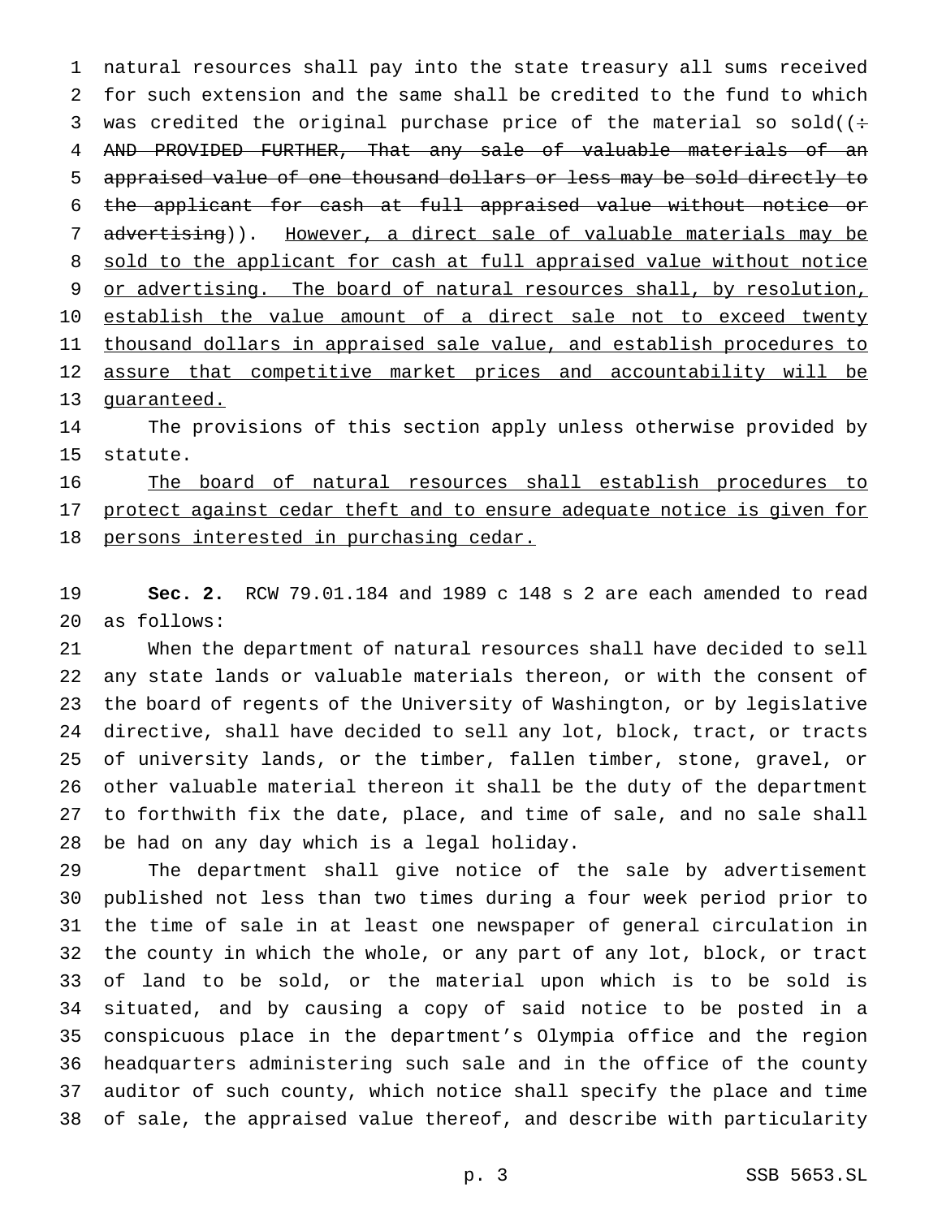natural resources shall pay into the state treasury all sums received for such extension and the same shall be credited to the fund to which was credited the original purchase price of the material so sold((~~: AND PROVIDED FURTHER, That any sale of valuable materials of an appraised value of one thousand dollars or less may be sold directly to the applicant for cash at full appraised value without notice or advertising~~)). <u>However, a direct sale of valuable materials may be sold to the applicant for cash at full appraised value without notice or advertising. The board of natural resources shall, by resolution, establish the value amount of a direct sale not to exceed twenty thousand dollars in appraised sale value, and establish procedures to assure that competitive market prices and accountability will be guaranteed.</u>

The provisions of this section apply unless otherwise provided by statute.

<u>The board of natural resources shall establish procedures to protect against cedar theft and to ensure adequate notice is given for persons interested in purchasing cedar.</u>

**Sec. 2.** RCW 79.01.184 and 1989 c 148 s 2 are each amended to read as follows:

When the department of natural resources shall have decided to sell any state lands or valuable materials thereon, or with the consent of the board of regents of the University of Washington, or by legislative directive, shall have decided to sell any lot, block, tract, or tracts of university lands, or the timber, fallen timber, stone, gravel, or other valuable material thereon it shall be the duty of the department to forthwith fix the date, place, and time of sale, and no sale shall be had on any day which is a legal holiday.

The department shall give notice of the sale by advertisement published not less than two times during a four week period prior to the time of sale in at least one newspaper of general circulation in the county in which the whole, or any part of any lot, block, or tract of land to be sold, or the material upon which is to be sold is situated, and by causing a copy of said notice to be posted in a conspicuous place in the department's Olympia office and the region headquarters administering such sale and in the office of the county auditor of such county, which notice shall specify the place and time of sale, the appraised value thereof, and describe with particularity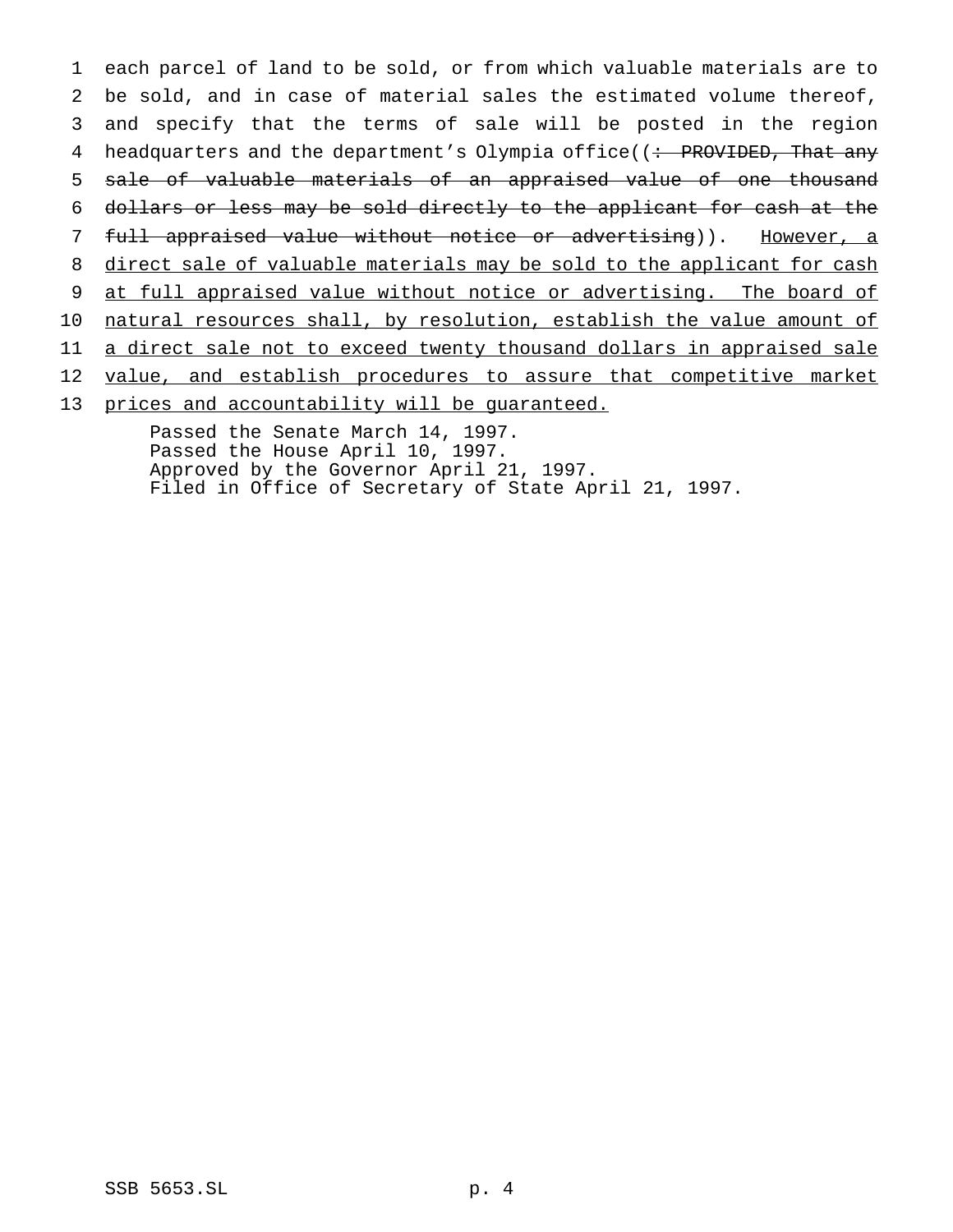each parcel of land to be sold, or from which valuable materials are to be sold, and in case of material sales the estimated volume thereof, and specify that the terms of sale will be posted in the region headquarters and the department's Olympia office((~~: PROVIDED, That any sale of valuable materials of an appraised value of one thousand dollars or less may be sold directly to the applicant for cash at the full appraised value without notice or advertising~~)). <u>However, a direct sale of valuable materials may be sold to the applicant for cash at full appraised value without notice or advertising. The board of natural resources shall, by resolution, establish the value amount of a direct sale not to exceed twenty thousand dollars in appraised sale value, and establish procedures to assure that competitive market prices and accountability will be guaranteed.</u>

Passed the Senate March 14, 1997.
Passed the House April 10, 1997.
Approved by the Governor April 21, 1997.
Filed in Office of Secretary of State April 21, 1997.